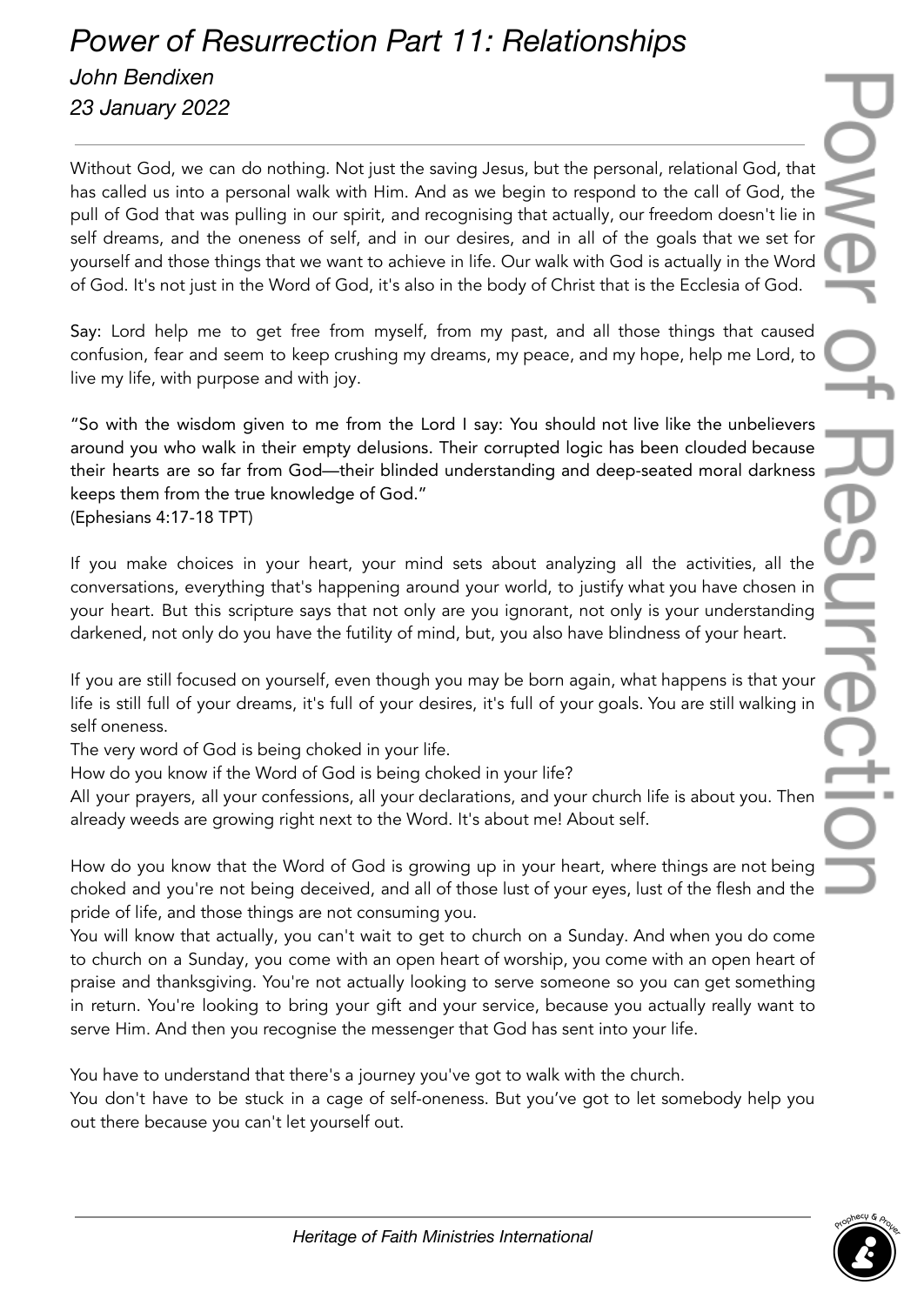# *Power of Resurrection Part 11: Relationships*

*John Bendixen*

*23 January 2022*

---

Without God, we can do nothing. Not just the saving Jesus, but the personal, relational God, that has called us into a personal walk with Him. And as we begin to respond to the call of God, the pull of God that was pulling in our spirit, and recognising that actually, our freedom doesn't lie in self dreams, and the oneness of self, and in our desires, and in all of the goals that we set for yourself and those things that we want to achieve in life. Our walk with God is actually in the Word of God. It's not just in the Word of God, it's also in the body of Christ that is the Ecclesia of God.

Say: Lord help me to get free from myself, from my past, and all those things that caused confusion, fear and seem to keep crushing my dreams, my peace, and my hope, help me Lord, to live my life, with purpose and with joy.

"So with the wisdom given to me from the Lord I say: You should not live like the unbelievers around you who walk in their empty delusions. Their corrupted logic has been clouded because their hearts are so far from God—their blinded understanding and deep-seated moral darkness keeps them from the true knowledge of God."
(Ephesians 4:17-18 TPT)

If you make choices in your heart, your mind sets about analyzing all the activities, all the conversations, everything that's happening around your world, to justify what you have chosen in your heart. But this scripture says that not only are you ignorant, not only is your understanding darkened, not only do you have the futility of mind, but, you also have blindness of your heart.

If you are still focused on yourself, even though you may be born again, what happens is that your life is still full of your dreams, it's full of your desires, it's full of your goals. You are still walking in self oneness.
The very word of God is being choked in your life.
How do you know if the Word of God is being choked in your life?
All your prayers, all your confessions, all your declarations, and your church life is about you. Then already weeds are growing right next to the Word. It's about me! About self.

How do you know that the Word of God is growing up in your heart, where things are not being choked and you're not being deceived, and all of those lust of your eyes, lust of the flesh and the pride of life, and those things are not consuming you.
You will know that actually, you can't wait to get to church on a Sunday. And when you do come to church on a Sunday, you come with an open heart of worship, you come with an open heart of praise and thanksgiving. You're not actually looking to serve someone so you can get something in return. You're looking to bring your gift and your service, because you actually really want to serve Him. And then you recognise the messenger that God has sent into your life.

You have to understand that there's a journey you've got to walk with the church.
You don't have to be stuck in a cage of self-oneness. But you've got to let somebody help you out there because you can't let yourself out.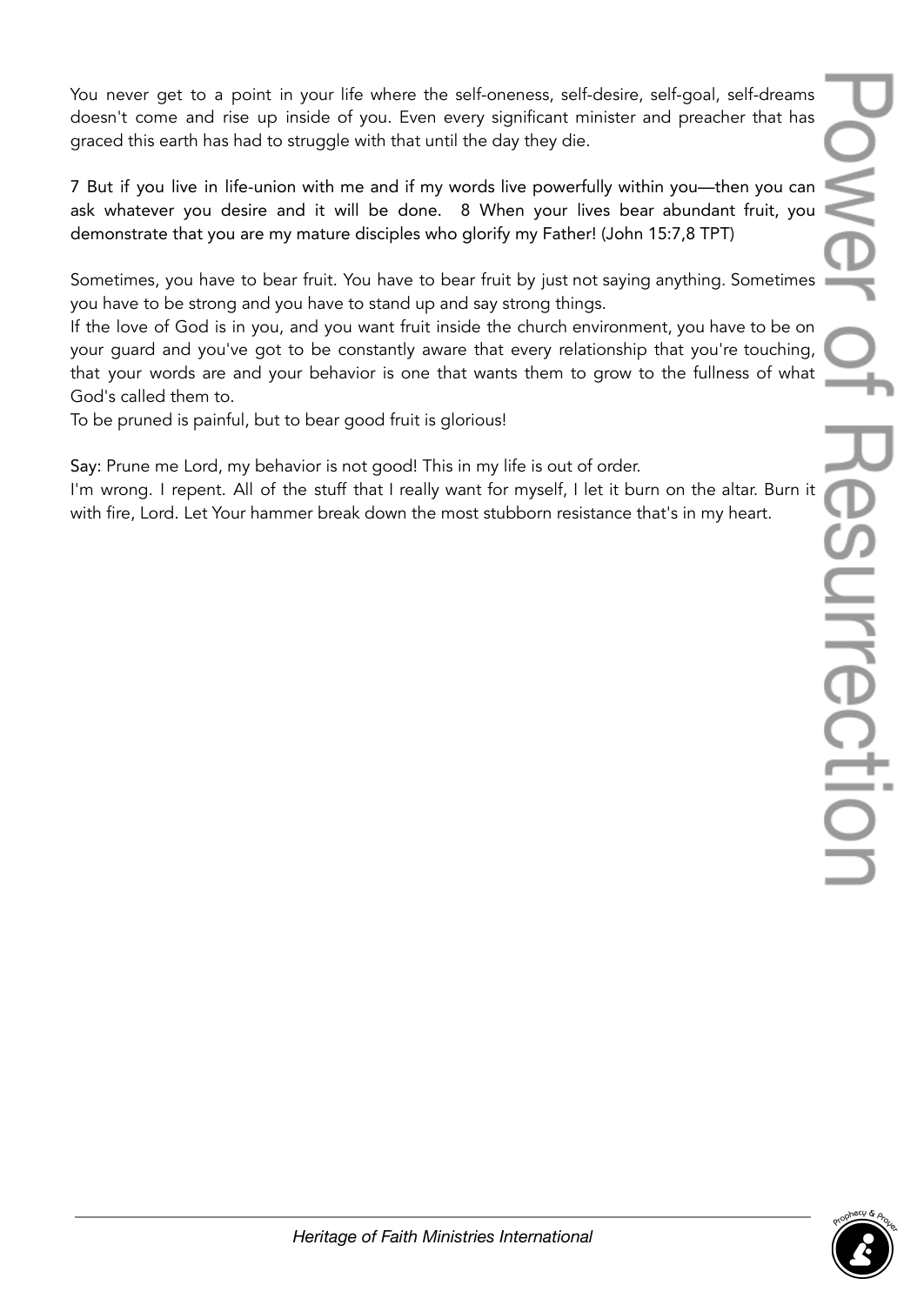You never get to a point in your life where the self-oneness, self-desire, self-goal, self-dreams doesn't come and rise up inside of you. Even every significant minister and preacher that has graced this earth has had to struggle with that until the day they die.

7 But if you live in life-union with me and if my words live powerfully within you—then you can ask whatever you desire and it will be done. 8 When your lives bear abundant fruit, you demonstrate that you are my mature disciples who glorify my Father! (John 15:7,8 TPT)

Sometimes, you have to bear fruit. You have to bear fruit by just not saying anything. Sometimes you have to be strong and you have to stand up and say strong things.

If the love of God is in you, and you want fruit inside the church environment, you have to be on your guard and you've got to be constantly aware that every relationship that you're touching, that your words are and your behavior is one that wants them to grow to the fullness of what God's called them to.

To be pruned is painful, but to bear good fruit is glorious!

Say: Prune me Lord, my behavior is not good! This in my life is out of order.

I'm wrong. I repent. All of the stuff that I really want for myself, I let it burn on the altar. Burn it with fire, Lord. Let Your hammer break down the most stubborn resistance that's in my heart.